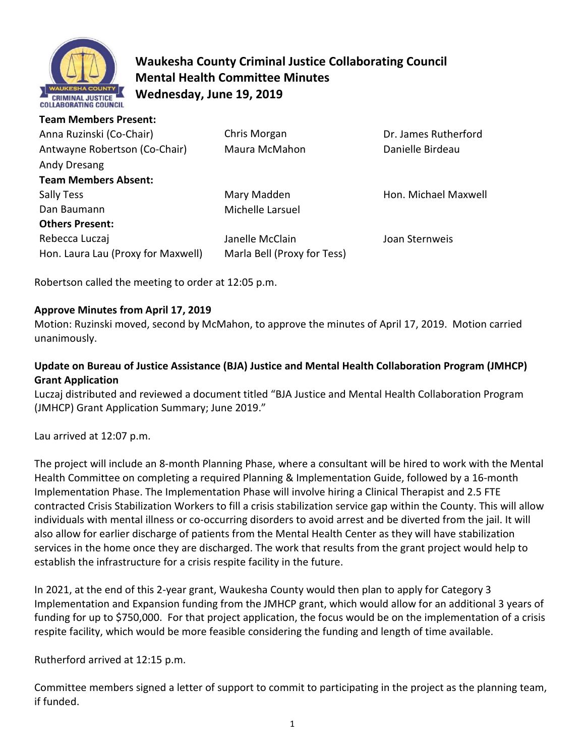# Waukesha County Criminal Justice Collaborating Council
## Mental Health Committee Minutes
## Wednesday, June 19, 2019

**Team Members Present:**

| | | |
|---|---|---|
| Anna Ruzinski (Co-Chair) | Chris Morgan | Dr. James Rutherford |
| Antwayne Robertson (Co-Chair) | Maura McMahon | Danielle Birdeau |
| Andy Dresang | | |

**Team Members Absent:**

| | | |
|---|---|---|
| Sally Tess | Mary Madden | Hon. Michael Maxwell |
| Dan Baumann | Michelle Larsuel | |

**Others Present:**

| | | |
|---|---|---|
| Rebecca Luczaj | Janelle McClain | Joan Sternweis |
| Hon. Laura Lau (Proxy for Maxwell) | Marla Bell (Proxy for Tess) | |

Robertson called the meeting to order at 12:05 p.m.

**Approve Minutes from April 17, 2019**

Motion: Ruzinski moved, second by McMahon, to approve the minutes of April 17, 2019. Motion carried unanimously.

**Update on Bureau of Justice Assistance (BJA) Justice and Mental Health Collaboration Program (JMHCP) Grant Application**

Luczaj distributed and reviewed a document titled "BJA Justice and Mental Health Collaboration Program (JMHCP) Grant Application Summary; June 2019."

Lau arrived at 12:07 p.m.

The project will include an 8-month Planning Phase, where a consultant will be hired to work with the Mental Health Committee on completing a required Planning & Implementation Guide, followed by a 16-month Implementation Phase. The Implementation Phase will involve hiring a Clinical Therapist and 2.5 FTE contracted Crisis Stabilization Workers to fill a crisis stabilization service gap within the County. This will allow individuals with mental illness or co-occurring disorders to avoid arrest and be diverted from the jail. It will also allow for earlier discharge of patients from the Mental Health Center as they will have stabilization services in the home once they are discharged. The work that results from the grant project would help to establish the infrastructure for a crisis respite facility in the future.

In 2021, at the end of this 2-year grant, Waukesha County would then plan to apply for Category 3 Implementation and Expansion funding from the JMHCP grant, which would allow for an additional 3 years of funding for up to $750,000. For that project application, the focus would be on the implementation of a crisis respite facility, which would be more feasible considering the funding and length of time available.

Rutherford arrived at 12:15 p.m.

Committee members signed a letter of support to commit to participating in the project as the planning team, if funded.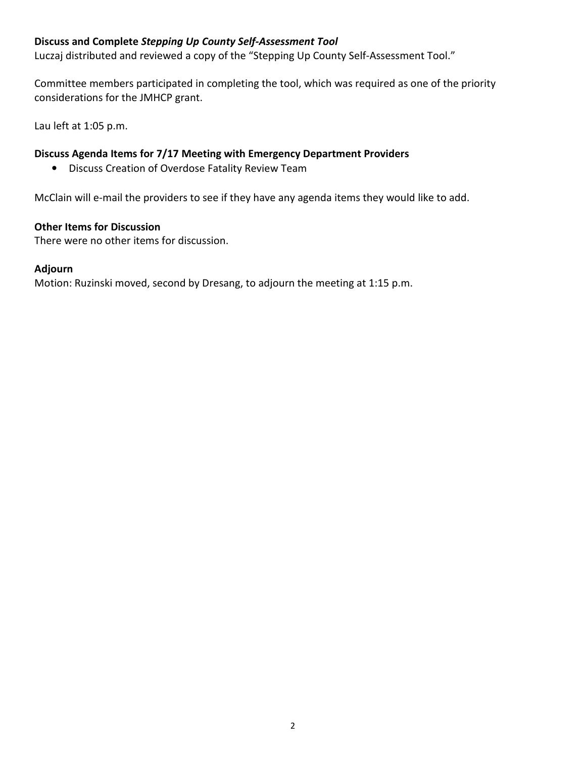**Discuss and Complete *Stepping Up County Self-Assessment Tool***

Luczaj distributed and reviewed a copy of the "Stepping Up County Self-Assessment Tool."

Committee members participated in completing the tool, which was required as one of the priority considerations for the JMHCP grant.

Lau left at 1:05 p.m.

**Discuss Agenda Items for 7/17 Meeting with Emergency Department Providers**

- Discuss Creation of Overdose Fatality Review Team

McClain will e-mail the providers to see if they have any agenda items they would like to add.

**Other Items for Discussion**

There were no other items for discussion.

**Adjourn**

Motion: Ruzinski moved, second by Dresang, to adjourn the meeting at 1:15 p.m.